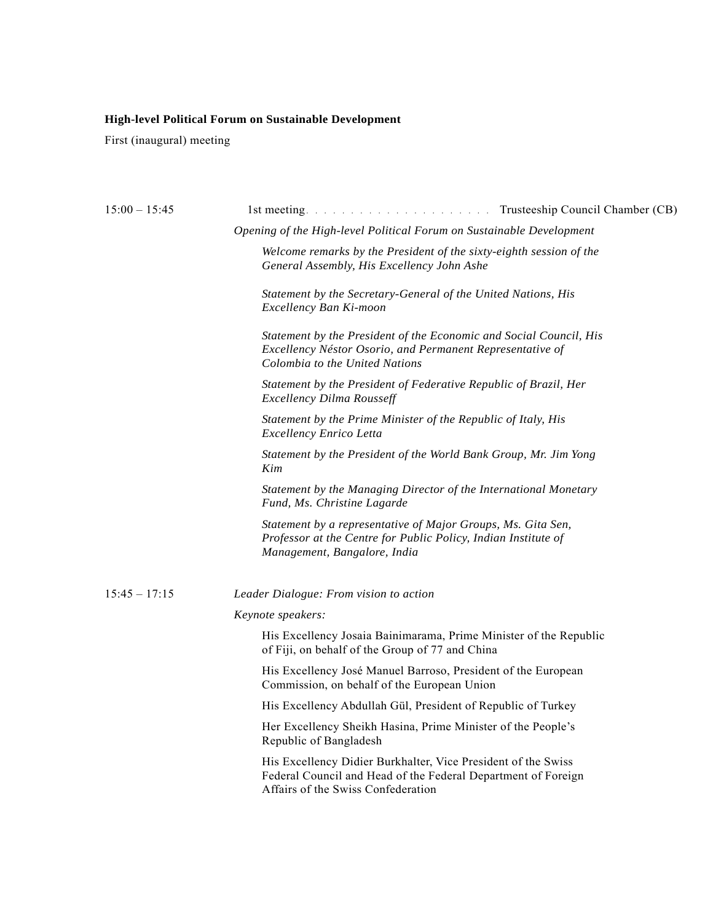**High-level Political Forum on Sustainable Development**

First (inaugural) meeting

15:00 – 15:45 1st meeting. . . . . . . . . . . . . . . . . . . . . Trusteeship Council Chamber (CB)

*Opening of the High-level Political Forum on Sustainable Development*

*Welcome remarks by the President of the sixty-eighth session of the General Assembly, His Excellency John Ashe*

*Statement by the Secretary-General of the United Nations, His Excellency Ban Ki-moon*

*Statement by the President of the Economic and Social Council, His Excellency Néstor Osorio, and Permanent Representative of Colombia to the United Nations*

*Statement by the President of Federative Republic of Brazil, Her Excellency Dilma Rousseff*

*Statement by the Prime Minister of the Republic of Italy, His Excellency Enrico Letta*

*Statement by the President of the World Bank Group, Mr. Jim Yong Kim*

*Statement by the Managing Director of the International Monetary Fund, Ms. Christine Lagarde*

*Statement by a representative of Major Groups, Ms. Gita Sen, Professor at the Centre for Public Policy, Indian Institute of Management, Bangalore, India*

15:45 – 17:15 *Leader Dialogue: From vision to action*

*Keynote speakers:*

His Excellency Josaia Bainimarama, Prime Minister of the Republic of Fiji, on behalf of the Group of 77 and China

His Excellency José Manuel Barroso, President of the European Commission, on behalf of the European Union

His Excellency Abdullah Gül, President of Republic of Turkey

Her Excellency Sheikh Hasina, Prime Minister of the People's Republic of Bangladesh

His Excellency Didier Burkhalter, Vice President of the Swiss Federal Council and Head of the Federal Department of Foreign Affairs of the Swiss Confederation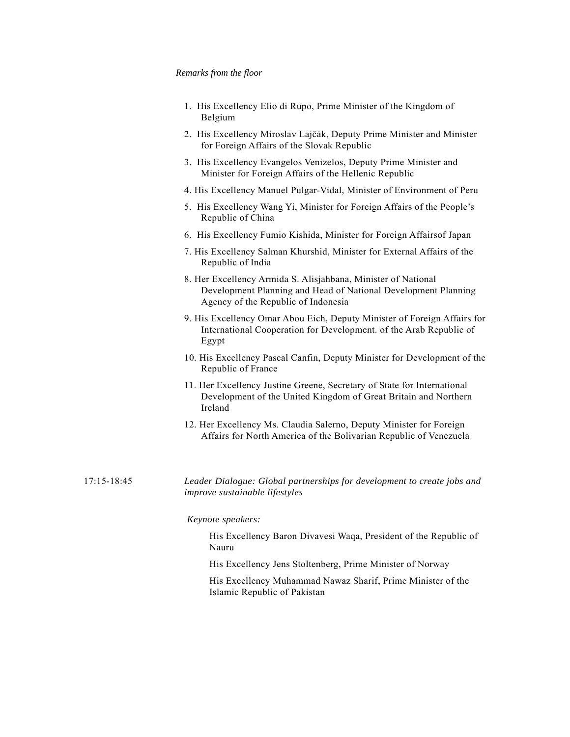*Remarks from the floor*

1. His Excellency Elio di Rupo, Prime Minister of the Kingdom of Belgium
2. His Excellency Miroslav Lajčák, Deputy Prime Minister and Minister for Foreign Affairs of the Slovak Republic
3. His Excellency Evangelos Venizelos, Deputy Prime Minister and Minister for Foreign Affairs of the Hellenic Republic
4. His Excellency Manuel Pulgar-Vidal, Minister of Environment of Peru
5. His Excellency Wang Yi, Minister for Foreign Affairs of the People's Republic of China
6. His Excellency Fumio Kishida, Minister for Foreign Affairsof Japan
7. His Excellency Salman Khurshid, Minister for External Affairs of the Republic of India
8. Her Excellency Armida S. Alisjahbana, Minister of National Development Planning and Head of National Development Planning Agency of the Republic of Indonesia
9. His Excellency Omar Abou Eich, Deputy Minister of Foreign Affairs for International Cooperation for Development. of the Arab Republic of Egypt
10. His Excellency Pascal Canfin, Deputy Minister for Development of the Republic of France
11. Her Excellency Justine Greene, Secretary of State for International Development of the United Kingdom of Great Britain and Northern Ireland
12. Her Excellency Ms. Claudia Salerno, Deputy Minister for Foreign Affairs for North America of the Bolivarian Republic of Venezuela

17:15-18:45 *Leader Dialogue: Global partnerships for development to create jobs and improve sustainable lifestyles*

*Keynote speakers:*

His Excellency Baron Divavesi Waqa, President of the Republic of Nauru

His Excellency Jens Stoltenberg, Prime Minister of Norway

His Excellency Muhammad Nawaz Sharif, Prime Minister of the Islamic Republic of Pakistan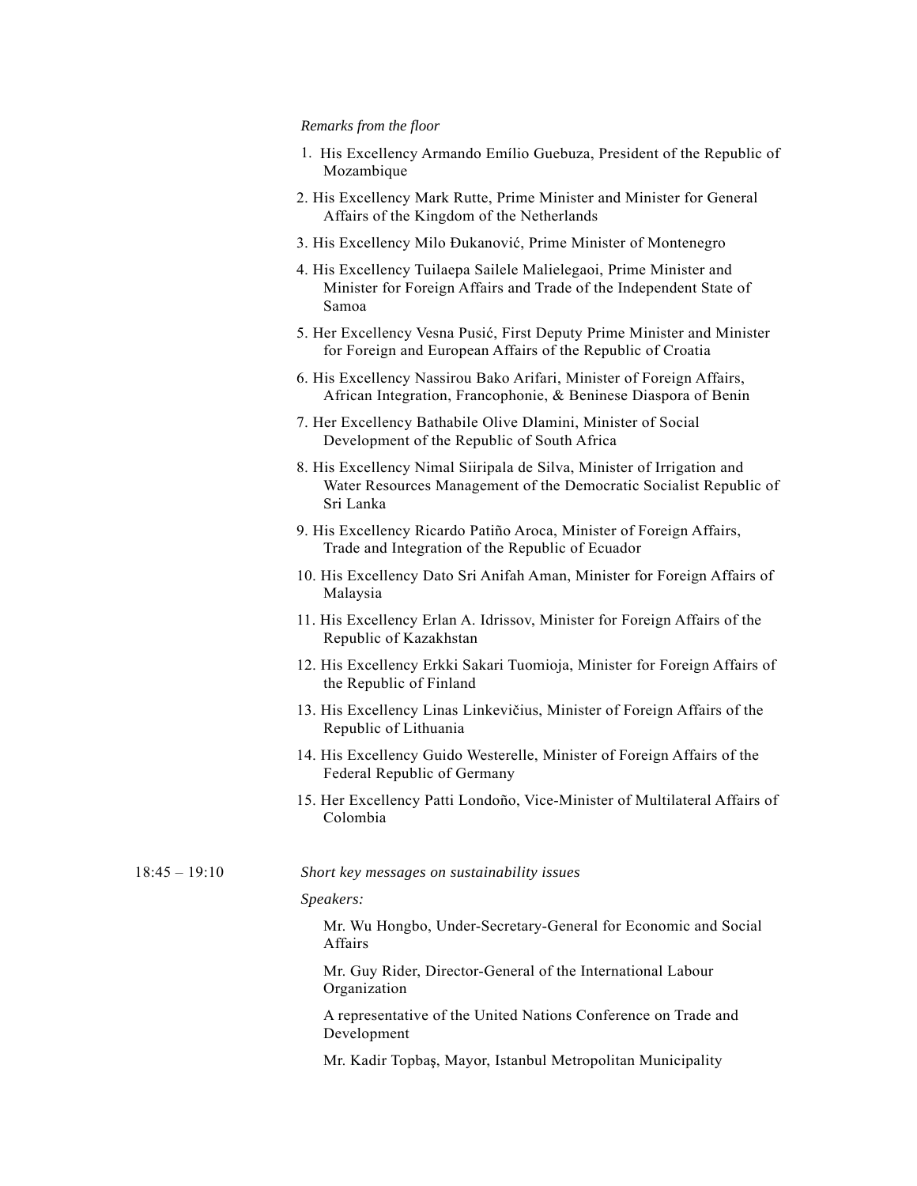*Remarks from the floor*

1. His Excellency Armando Emílio Guebuza, President of the Republic of Mozambique
2. His Excellency Mark Rutte, Prime Minister and Minister for General Affairs of the Kingdom of the Netherlands
3. His Excellency Milo Đukanović, Prime Minister of Montenegro
4. His Excellency Tuilaepa Sailele Malielegaoi, Prime Minister and Minister for Foreign Affairs and Trade of the Independent State of Samoa
5. Her Excellency Vesna Pusić, First Deputy Prime Minister and Minister for Foreign and European Affairs of the Republic of Croatia
6. His Excellency Nassirou Bako Arifari, Minister of Foreign Affairs, African Integration, Francophonie, & Beninese Diaspora of Benin
7. Her Excellency Bathabile Olive Dlamini, Minister of Social Development of the Republic of South Africa
8. His Excellency Nimal Siiripala de Silva, Minister of Irrigation and Water Resources Management of the Democratic Socialist Republic of Sri Lanka
9. His Excellency Ricardo Patiño Aroca, Minister of Foreign Affairs, Trade and Integration of the Republic of Ecuador
10. His Excellency Dato Sri Anifah Aman, Minister for Foreign Affairs of Malaysia
11. His Excellency Erlan A. Idrissov, Minister for Foreign Affairs of the Republic of Kazakhstan
12. His Excellency Erkki Sakari Tuomioja, Minister for Foreign Affairs of the Republic of Finland
13. His Excellency Linas Linkevičius, Minister of Foreign Affairs of the Republic of Lithuania
14. His Excellency Guido Westerelle, Minister of Foreign Affairs of the Federal Republic of Germany
15. Her Excellency Patti Londoño, Vice-Minister of Multilateral Affairs of Colombia

18:45 – 19:10 *Short key messages on sustainability issues*

*Speakers:*

Mr. Wu Hongbo, Under-Secretary-General for Economic and Social Affairs

Mr. Guy Rider, Director-General of the International Labour Organization

A representative of the United Nations Conference on Trade and Development

Mr. Kadir Topbaş, Mayor, Istanbul Metropolitan Municipality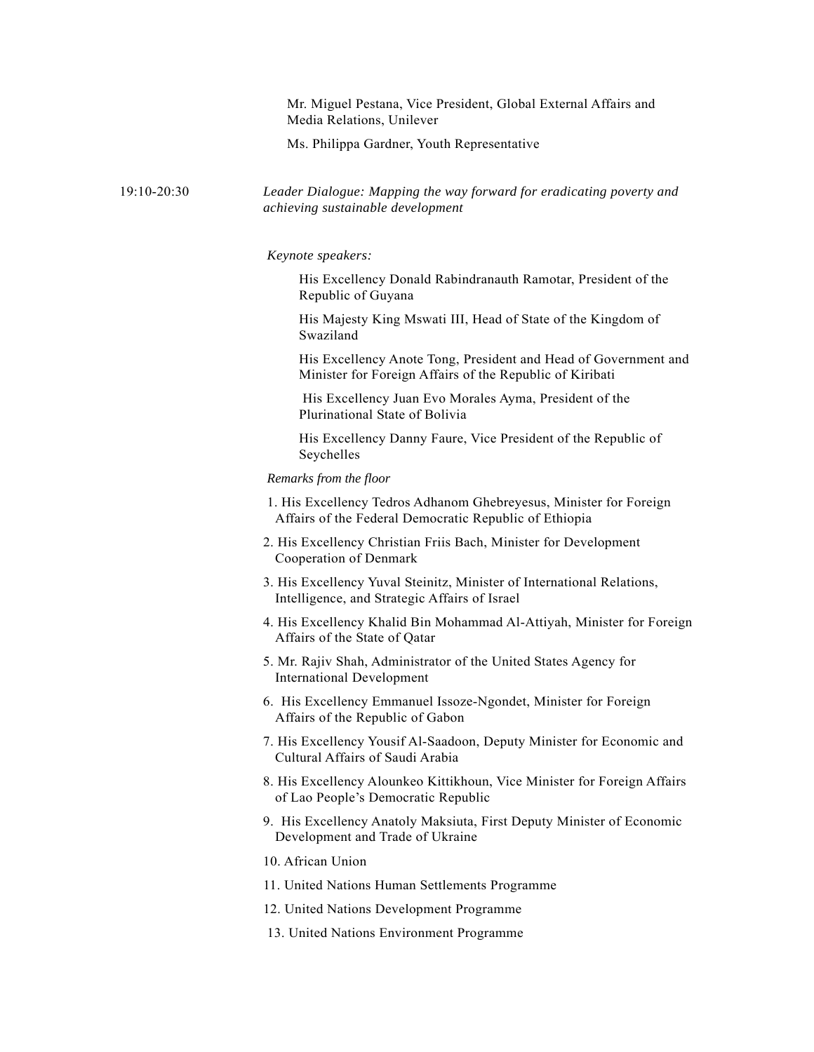Mr. Miguel Pestana, Vice President, Global External Affairs and Media Relations, Unilever

Ms. Philippa Gardner, Youth Representative

19:10-20:30 *Leader Dialogue: Mapping the way forward for eradicating poverty and achieving sustainable development*

*Keynote speakers:*

His Excellency Donald Rabindranauth Ramotar, President of the Republic of Guyana

His Majesty King Mswati III, Head of State of the Kingdom of Swaziland

His Excellency Anote Tong, President and Head of Government and Minister for Foreign Affairs of the Republic of Kiribati

His Excellency Juan Evo Morales Ayma, President of the Plurinational State of Bolivia

His Excellency Danny Faure, Vice President of the Republic of Seychelles

*Remarks from the floor*

1. His Excellency Tedros Adhanom Ghebreyesus, Minister for Foreign Affairs of the Federal Democratic Republic of Ethiopia
2. His Excellency Christian Friis Bach, Minister for Development Cooperation of Denmark
3. His Excellency Yuval Steinitz, Minister of International Relations, Intelligence, and Strategic Affairs of Israel
4. His Excellency Khalid Bin Mohammad Al-Attiyah, Minister for Foreign Affairs of the State of Qatar
5. Mr. Rajiv Shah, Administrator of the United States Agency for International Development
6. His Excellency Emmanuel Issoze-Ngondet, Minister for Foreign Affairs of the Republic of Gabon
7. His Excellency Yousif Al-Saadoon, Deputy Minister for Economic and Cultural Affairs of Saudi Arabia
8. His Excellency Alounkeo Kittikhoun, Vice Minister for Foreign Affairs of Lao People's Democratic Republic
9. His Excellency Anatoly Maksiuta, First Deputy Minister of Economic Development and Trade of Ukraine
10. African Union
11. United Nations Human Settlements Programme
12. United Nations Development Programme
13. United Nations Environment Programme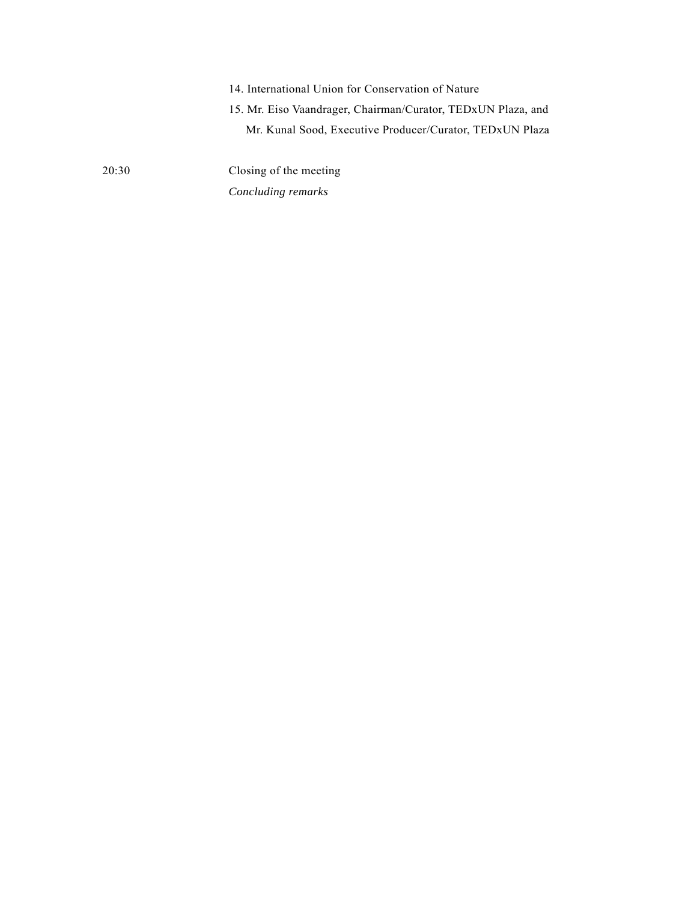14. International Union for Conservation of Nature
15. Mr. Eiso Vaandrager, Chairman/Curator, TEDxUN Plaza, and Mr. Kunal Sood, Executive Producer/Curator, TEDxUN Plaza

20:30 Closing of the meeting

*Concluding remarks*